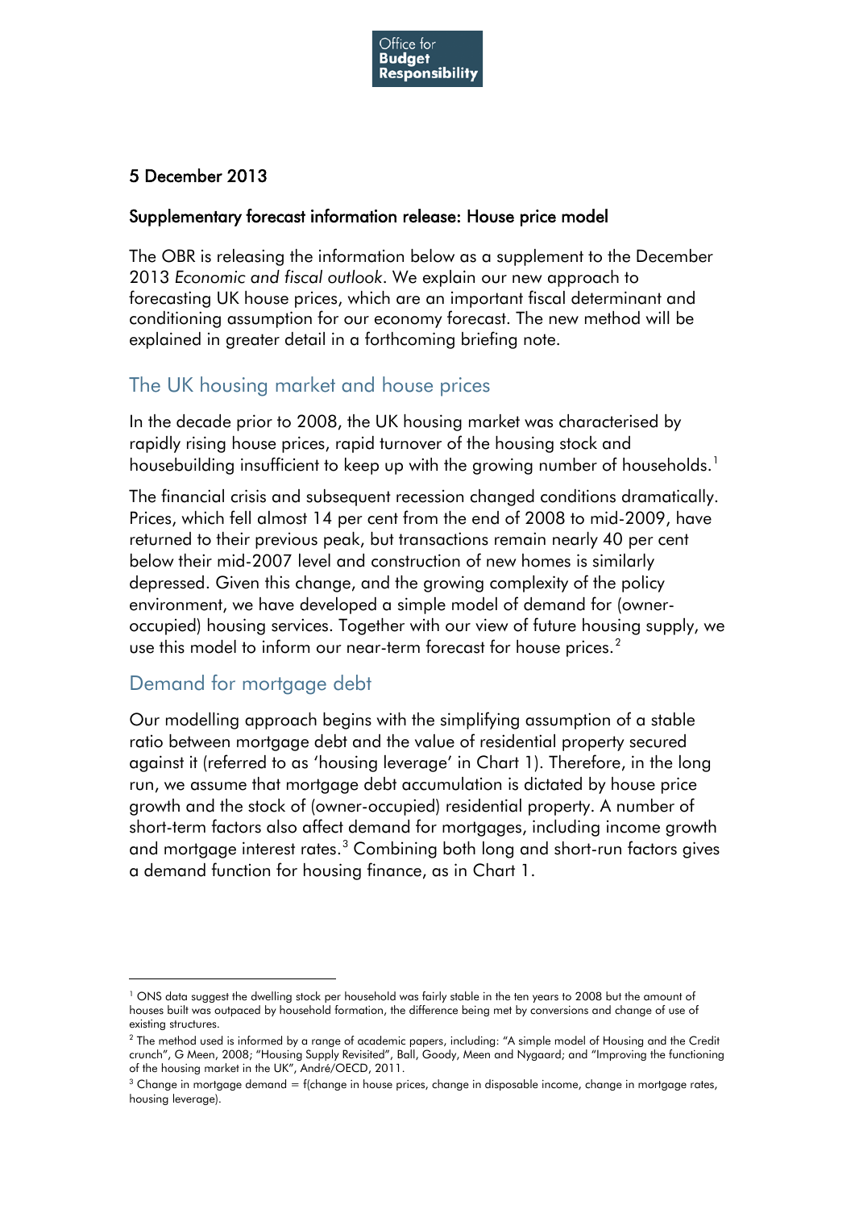Office for **Budget Responsibility**

**5 December 2013**

**Supplementary forecast information release: House price model**

The OBR is releasing the information below as a supplement to the December 2013 *Economic and fiscal outlook*. We explain our new approach to forecasting UK house prices, which are an important fiscal determinant and conditioning assumption for our economy forecast. The new method will be explained in greater detail in a forthcoming briefing note.

## The UK housing market and house prices

In the decade prior to 2008, the UK housing market was characterised by rapidly rising house prices, rapid turnover of the housing stock and housebuilding insufficient to keep up with the growing number of households.[1]

The financial crisis and subsequent recession changed conditions dramatically. Prices, which fell almost 14 per cent from the end of 2008 to mid-2009, have returned to their previous peak, but transactions remain nearly 40 per cent below their mid-2007 level and construction of new homes is similarly depressed. Given this change, and the growing complexity of the policy environment, we have developed a simple model of demand for (owner-occupied) housing services. Together with our view of future housing supply, we use this model to inform our near-term forecast for house prices.[2]

## Demand for mortgage debt

Our modelling approach begins with the simplifying assumption of a stable ratio between mortgage debt and the value of residential property secured against it (referred to as 'housing leverage' in Chart 1). Therefore, in the long run, we assume that mortgage debt accumulation is dictated by house price growth and the stock of (owner-occupied) residential property. A number of short-term factors also affect demand for mortgages, including income growth and mortgage interest rates.[3] Combining both long and short-run factors gives a demand function for housing finance, as in Chart 1.

---

[1] ONS data suggest the dwelling stock per household was fairly stable in the ten years to 2008 but the amount of houses built was outpaced by household formation, the difference being met by conversions and change of use of existing structures.

[2] The method used is informed by a range of academic papers, including: "A simple model of Housing and the Credit crunch", G Meen, 2008; "Housing Supply Revisited", Ball, Goody, Meen and Nygaard; and "Improving the functioning of the housing market in the UK", André/OECD, 2011.

[3] Change in mortgage demand = f(change in house prices, change in disposable income, change in mortgage rates, housing leverage).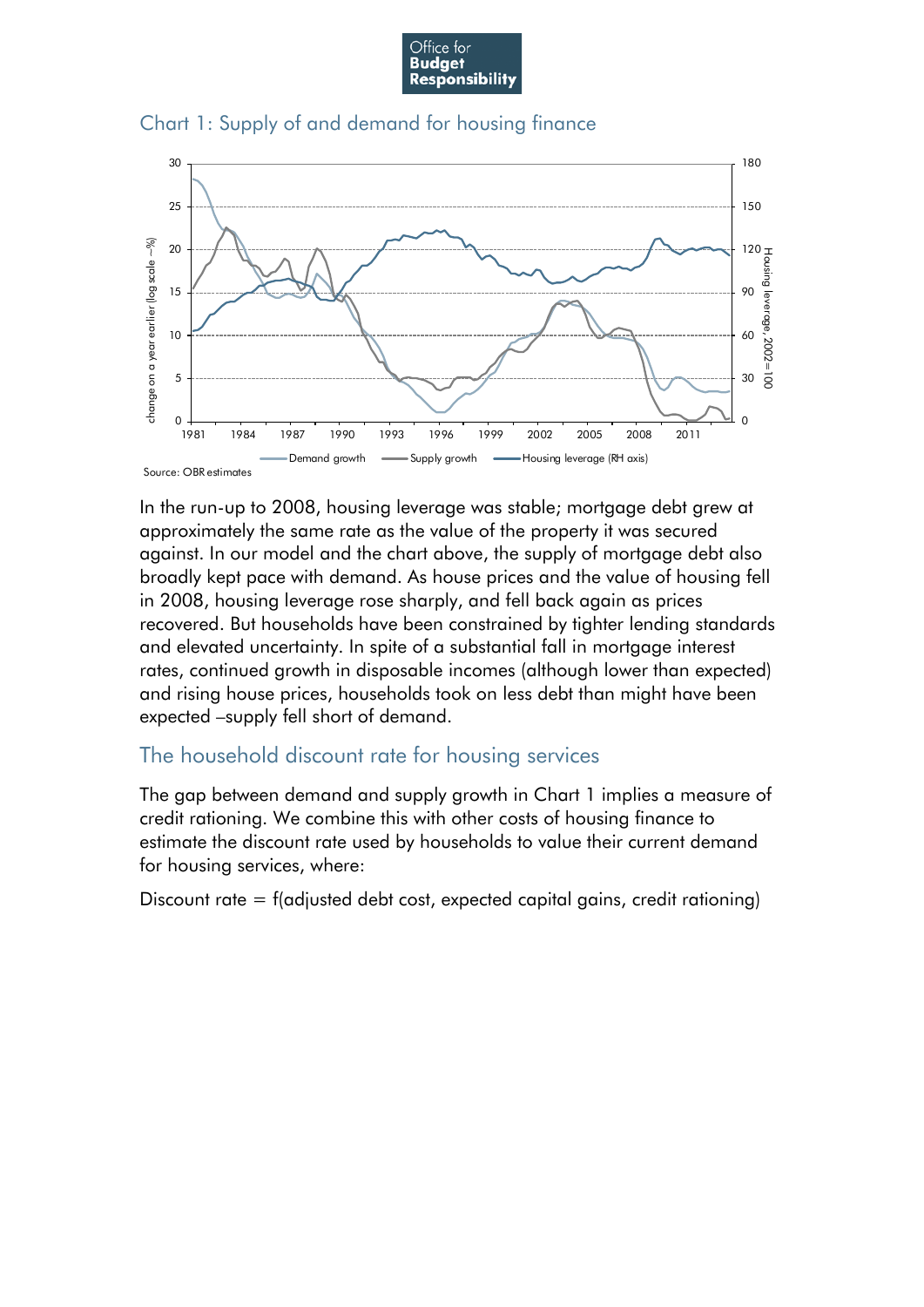## Chart 1: Supply of and demand for housing finance

Source: OBR estimates

In the run-up to 2008, housing leverage was stable; mortgage debt grew at approximately the same rate as the value of the property it was secured against. In our model and the chart above, the supply of mortgage debt also broadly kept pace with demand. As house prices and the value of housing fell in 2008, housing leverage rose sharply, and fell back again as prices recovered. But households have been constrained by tighter lending standards and elevated uncertainty. In spite of a substantial fall in mortgage interest rates, continued growth in disposable incomes (although lower than expected) and rising house prices, households took on less debt than might have been expected –supply fell short of demand.

## The household discount rate for housing services

The gap between demand and supply growth in Chart 1 implies a measure of credit rationing. We combine this with other costs of housing finance to estimate the discount rate used by households to value their current demand for housing services, where:

Discount rate = f(adjusted debt cost, expected capital gains, credit rationing)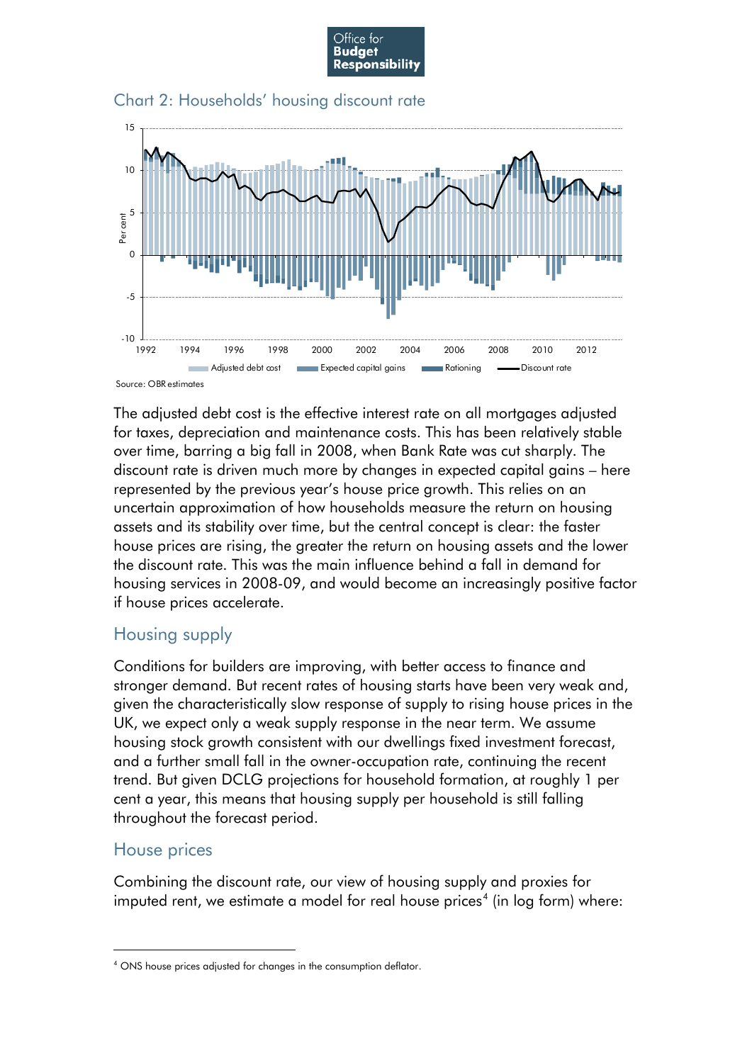## Chart 2: Households' housing discount rate

Source: OBR estimates

The adjusted debt cost is the effective interest rate on all mortgages adjusted for taxes, depreciation and maintenance costs. This has been relatively stable over time, barring a big fall in 2008, when Bank Rate was cut sharply. The discount rate is driven much more by changes in expected capital gains – here represented by the previous year's house price growth. This relies on an uncertain approximation of how households measure the return on housing assets and its stability over time, but the central concept is clear: the faster house prices are rising, the greater the return on housing assets and the lower the discount rate. This was the main influence behind a fall in demand for housing services in 2008-09, and would become an increasingly positive factor if house prices accelerate.

## Housing supply

Conditions for builders are improving, with better access to finance and stronger demand. But recent rates of housing starts have been very weak and, given the characteristically slow response of supply to rising house prices in the UK, we expect only a weak supply response in the near term. We assume housing stock growth consistent with our dwellings fixed investment forecast, and a further small fall in the owner-occupation rate, continuing the recent trend. But given DCLG projections for household formation, at roughly 1 per cent a year, this means that housing supply per household is still falling throughout the forecast period.

## House prices

Combining the discount rate, our view of housing supply and proxies for imputed rent, we estimate a model for real house prices[4] (in log form) where:

[4] ONS house prices adjusted for changes in the consumption deflator.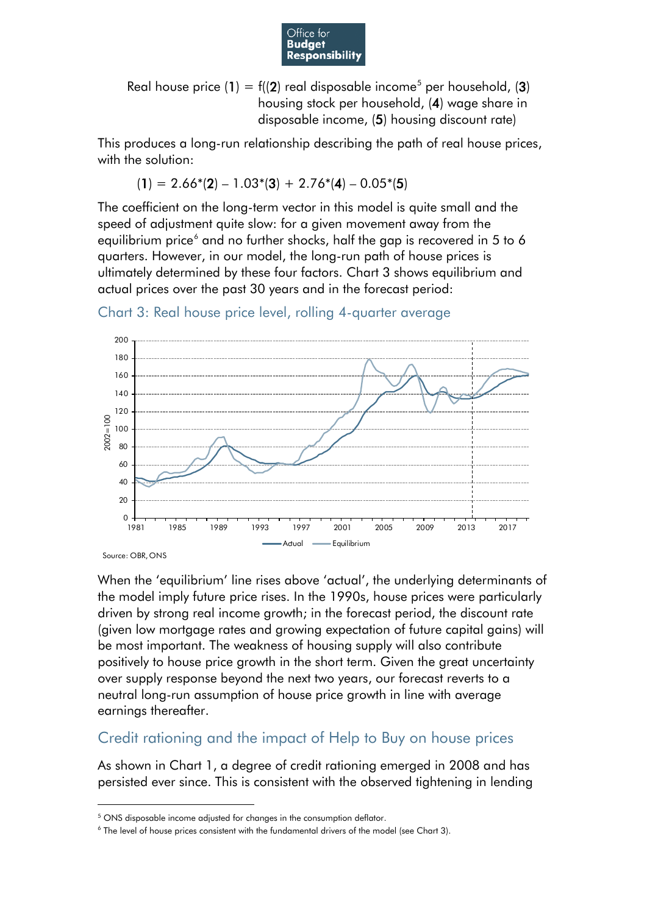Real house price (**1**) = f((**2**) real disposable income[5] per household, (**3**) housing stock per household, (**4**) wage share in disposable income, (**5**) housing discount rate)

This produces a long-run relationship describing the path of real house prices, with the solution:

$$(1) = 2.66*(2) - 1.03*(3) + 2.76*(4) - 0.05*(5)$$

The coefficient on the long-term vector in this model is quite small and the speed of adjustment quite slow: for a given movement away from the equilibrium price[6] and no further shocks, half the gap is recovered in 5 to 6 quarters. However, in our model, the long-run path of house prices is ultimately determined by these four factors. Chart 3 shows equilibrium and actual prices over the past 30 years and in the forecast period:

Chart 3: Real house price level, rolling 4-quarter average

Source: OBR, ONS

When the 'equilibrium' line rises above 'actual', the underlying determinants of the model imply future price rises. In the 1990s, house prices were particularly driven by strong real income growth; in the forecast period, the discount rate (given low mortgage rates and growing expectation of future capital gains) will be most important. The weakness of housing supply will also contribute positively to house price growth in the short term. Given the great uncertainty over supply response beyond the next two years, our forecast reverts to a neutral long-run assumption of house price growth in line with average earnings thereafter.

## Credit rationing and the impact of Help to Buy on house prices

As shown in Chart 1, a degree of credit rationing emerged in 2008 and has persisted ever since. This is consistent with the observed tightening in lending

[5] ONS disposable income adjusted for changes in the consumption deflator.

[6] The level of house prices consistent with the fundamental drivers of the model (see Chart 3).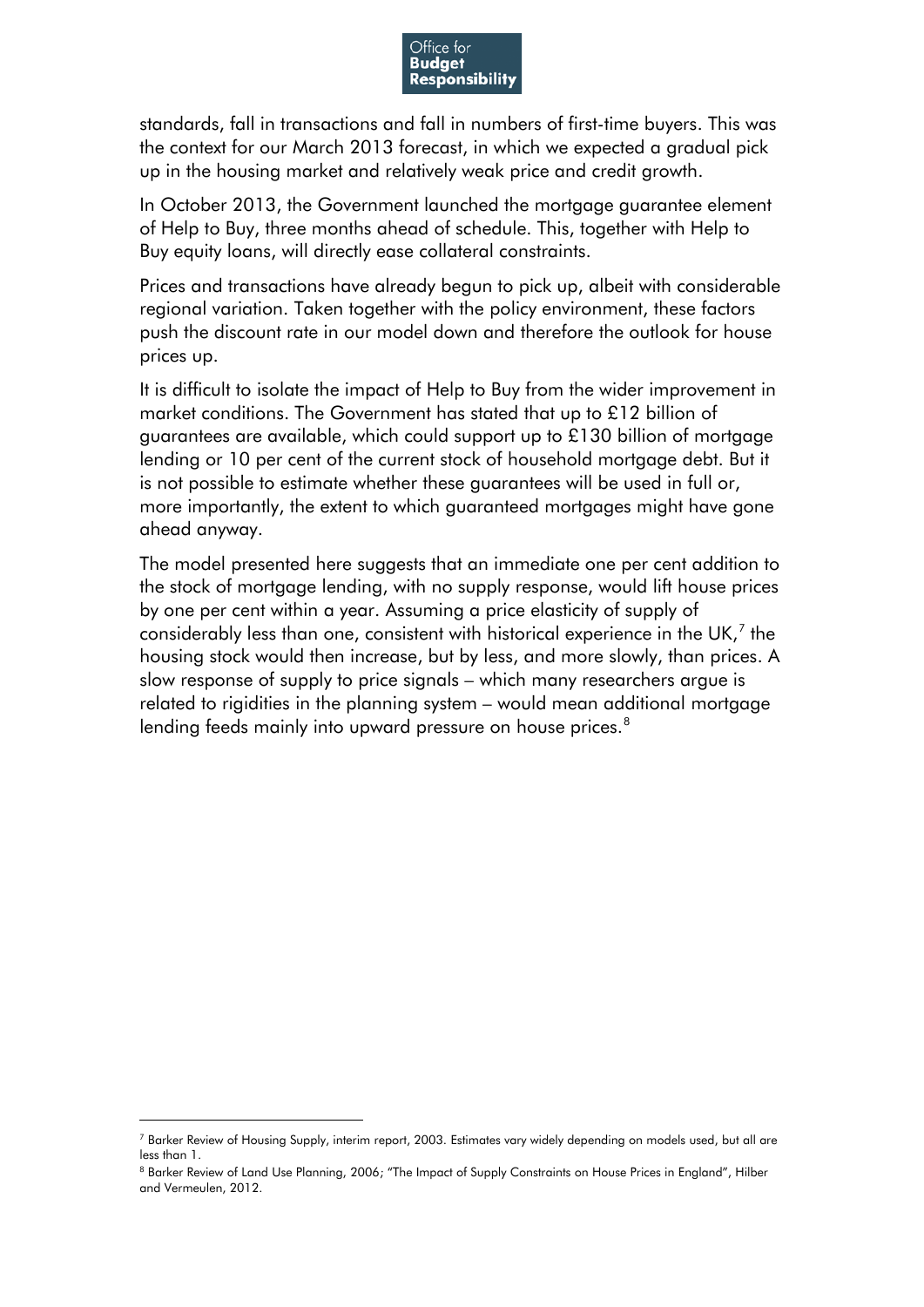standards, fall in transactions and fall in numbers of first-time buyers. This was the context for our March 2013 forecast, in which we expected a gradual pick up in the housing market and relatively weak price and credit growth.

In October 2013, the Government launched the mortgage guarantee element of Help to Buy, three months ahead of schedule. This, together with Help to Buy equity loans, will directly ease collateral constraints.

Prices and transactions have already begun to pick up, albeit with considerable regional variation. Taken together with the policy environment, these factors push the discount rate in our model down and therefore the outlook for house prices up.

It is difficult to isolate the impact of Help to Buy from the wider improvement in market conditions. The Government has stated that up to £12 billion of guarantees are available, which could support up to £130 billion of mortgage lending or 10 per cent of the current stock of household mortgage debt. But it is not possible to estimate whether these guarantees will be used in full or, more importantly, the extent to which guaranteed mortgages might have gone ahead anyway.

The model presented here suggests that an immediate one per cent addition to the stock of mortgage lending, with no supply response, would lift house prices by one per cent within a year. Assuming a price elasticity of supply of considerably less than one, consistent with historical experience in the UK,[7] the housing stock would then increase, but by less, and more slowly, than prices. A slow response of supply to price signals – which many researchers argue is related to rigidities in the planning system – would mean additional mortgage lending feeds mainly into upward pressure on house prices.[8]

---

[7] Barker Review of Housing Supply, interim report, 2003. Estimates vary widely depending on models used, but all are less than 1.

[8] Barker Review of Land Use Planning, 2006; "The Impact of Supply Constraints on House Prices in England", Hilber and Vermeulen, 2012.